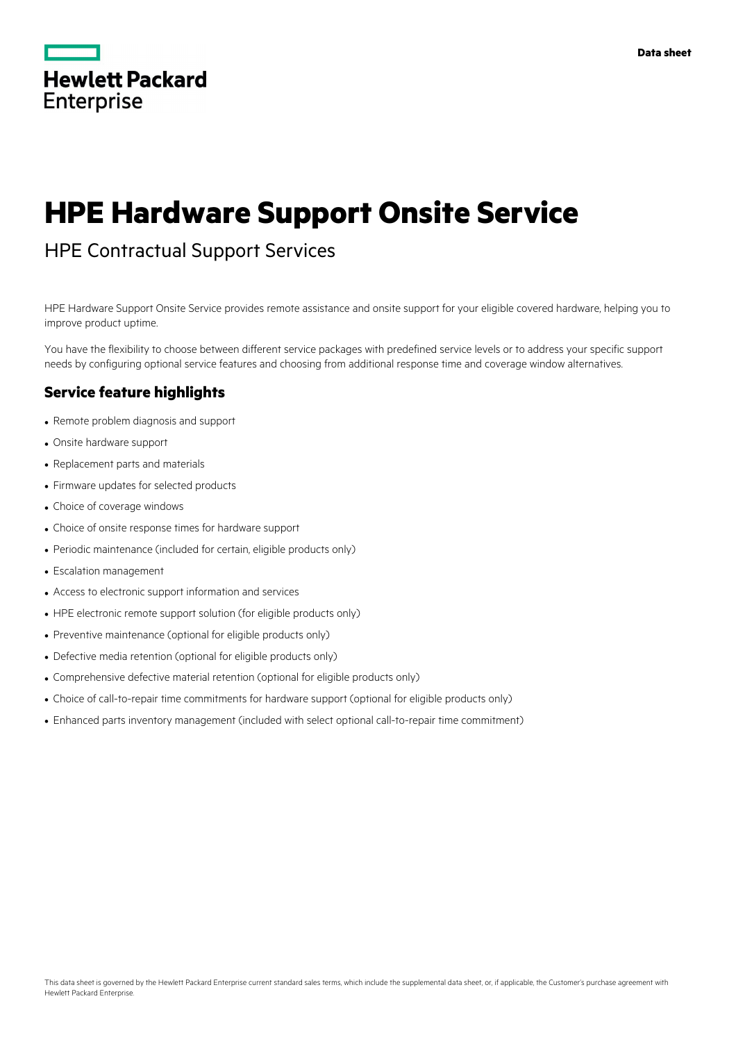Data sheet

# HPE Hardware Support Onsite Service

HPE Contractual Support Services

HPE Hardware Support Onsite Service provides remote assistance and onsite support for your eligible covered hardware, helping you to improve product uptime.

You have the flexibility to choose between different service packages with predefined service levels or to address your specific support needs by configuring optional service features and choosing from additional response time and coverage window alternatives.

## Service feature highlights

- Remote problem diagnosis and support
- Onsite hardware support
- Replacement parts and materials
- Firmware updates for selected products
- Choice of coverage windows
- Choice of onsite response times for hardware support
- Periodic maintenance (included for certain, eligible products only)
- Escalation management
- Access to electronic support information and services
- HPE electronic remote support solution (for eligible products only)
- Preventive maintenance (optional for eligible products only)
- Defective media retention (optional for eligible products only)
- Comprehensive defective material retention (optional for eligible products only)
- Choice of call-to-repair time commitments for hardware support (optional for eligible products only)
- Enhanced parts inventory management (included with select optional call-to-repair time commitment)

This data sheet is governed by the Hewlett Packard Enterprise current standard sales terms, which include the supplemental data sheet, or, if applicable, the Customer's purchase agreement with Hewlett Packard Enterprise.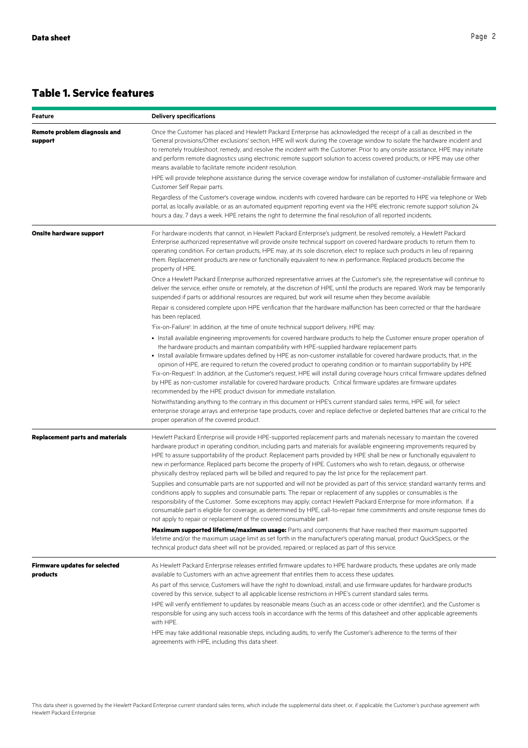## Table 1. Service features

| Feature | Delivery specifications |
|---|---|
| **Remote problem diagnosis and support** | Once the Customer has placed and Hewlett Packard Enterprise has acknowledged the receipt of a call as described in the 'General provisions/Other exclusions' section, HPE will work during the coverage window to isolate the hardware incident and to remotely troubleshoot, remedy, and resolve the incident with the Customer. Prior to any onsite assistance, HPE may initiate and perform remote diagnostics using electronic remote support solution to access covered products, or HPE may use other means available to facilitate remote incident resolution.<br><br>HPE will provide telephone assistance during the service coverage window for installation of customer-installable firmware and Customer Self Repair parts.<br><br>Regardless of the Customer's coverage window, incidents with covered hardware can be reported to HPE via telephone or Web portal, as locally available, or as an automated equipment reporting event via the HPE electronic remote support solution 24 hours a day, 7 days a week. HPE retains the right to determine the final resolution of all reported incidents. |
| **Onsite hardware support** | For hardware incidents that cannot, in Hewlett Packard Enterprise's judgment, be resolved remotely, a Hewlett Packard Enterprise authorized representative will provide onsite technical support on covered hardware products to return them to operating condition. For certain products, HPE may, at its sole discretion, elect to replace such products in lieu of repairing them. Replacement products are new or functionally equivalent to new in performance. Replaced products become the property of HPE.<br><br>Once a Hewlett Packard Enterprise authorized representative arrives at the Customer's site, the representative will continue to deliver the service, either onsite or remotely, at the discretion of HPE, until the products are repaired. Work may be temporarily suspended if parts or additional resources are required, but work will resume when they become available.<br><br>Repair is considered complete upon HPE verification that the hardware malfunction has been corrected or that the hardware has been replaced.<br><br>'Fix-on-Failure': In addition, at the time of onsite technical support delivery, HPE may:<br>• Install available engineering improvements for covered hardware products to help the Customer ensure proper operation of the hardware products and maintain compatibility with HPE-supplied hardware replacement parts<br>• Install available firmware updates defined by HPE as non-customer installable for covered hardware products, that, in the opinion of HPE, are required to return the covered product to operating condition or to maintain supportability by HPE<br>'Fix-on-Request': In addition, at the Customer's request, HPE will install during coverage hours critical firmware updates defined by HPE as non-customer installable for covered hardware products. Critical firmware updates are firmware updates recommended by the HPE product division for immediate installation.<br><br>Notwithstanding anything to the contrary in this document or HPE's current standard sales terms, HPE will, for select enterprise storage arrays and enterprise tape products, cover and replace defective or depleted batteries that are critical to the proper operation of the covered product. |
| **Replacement parts and materials** | Hewlett Packard Enterprise will provide HPE-supported replacement parts and materials necessary to maintain the covered hardware product in operating condition, including parts and materials for available engineering improvements required by HPE to assure supportability of the product. Replacement parts provided by HPE shall be new or functionally equivalent to new in performance. Replaced parts become the property of HPE. Customers who wish to retain, degauss, or otherwise physically destroy replaced parts will be billed and required to pay the list price for the replacement part.<br><br>Supplies and consumable parts are not supported and will not be provided as part of this service; standard warranty terms and conditions apply to supplies and consumable parts. The repair or replacement of any supplies or consumables is the responsibility of the Customer. Some exceptions may apply; contact Hewlett Packard Enterprise for more information. If a consumable part is eligible for coverage, as determined by HPE, call-to-repair time commitments and onsite response times do not apply to repair or replacement of the covered consumable part.<br><br>**Maximum supported lifetime/maximum usage:** Parts and components that have reached their maximum supported lifetime and/or the maximum usage limit as set forth in the manufacturer's operating manual, product QuickSpecs, or the technical product data sheet will not be provided, repaired, or replaced as part of this service. |
| **Firmware updates for selected products** | As Hewlett Packard Enterprise releases entitled firmware updates to HPE hardware products, these updates are only made available to Customers with an active agreement that entitles them to access these updates.<br><br>As part of this service, Customers will have the right to download, install, and use firmware updates for hardware products covered by this service, subject to all applicable license restrictions in HPE's current standard sales terms.<br><br>HPE will verify entitlement to updates by reasonable means (such as an access code or other identifier), and the Customer is responsible for using any such access tools in accordance with the terms of this datasheet and other applicable agreements with HPE.<br><br>HPE may take additional reasonable steps, including audits, to verify the Customer's adherence to the terms of their agreements with HPE, including this data sheet. |

This data sheet is governed by the Hewlett Packard Enterprise current standard sales terms, which include the supplemental data sheet, or, if applicable, the Customer's purchase agreement with Hewlett Packard Enterprise.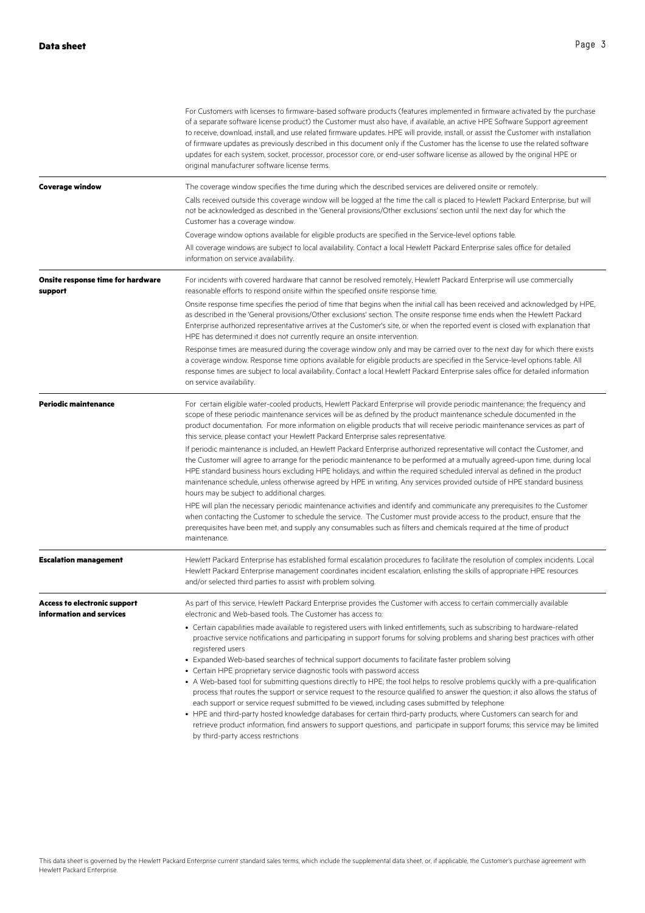| | |
|---|---|
| | For Customers with licenses to firmware-based software products (features implemented in firmware activated by the purchase of a separate software license product) the Customer must also have, if available, an active HPE Software Support agreement to receive, download, install, and use related firmware updates. HPE will provide, install, or assist the Customer with installation of firmware updates as previously described in this document only if the Customer has the license to use the related software updates for each system, socket, processor, processor core, or end-user software license as allowed by the original HPE or original manufacturer software license terms. |
| **Coverage window** | The coverage window specifies the time during which the described services are delivered onsite or remotely.<br><br>Calls received outside this coverage window will be logged at the time the call is placed to Hewlett Packard Enterprise, but will not be acknowledged as described in the 'General provisions/Other exclusions' section until the next day for which the Customer has a coverage window.<br><br>Coverage window options available for eligible products are specified in the Service-level options table.<br><br>All coverage windows are subject to local availability. Contact a local Hewlett Packard Enterprise sales office for detailed information on service availability. |
| **Onsite response time for hardware support** | For incidents with covered hardware that cannot be resolved remotely, Hewlett Packard Enterprise will use commercially reasonable efforts to respond onsite within the specified onsite response time.<br><br>Onsite response time specifies the period of time that begins when the initial call has been received and acknowledged by HPE, as described in the 'General provisions/Other exclusions' section. The onsite response time ends when the Hewlett Packard Enterprise authorized representative arrives at the Customer's site, or when the reported event is closed with explanation that HPE has determined it does not currently require an onsite intervention.<br><br>Response times are measured during the coverage window only and may be carried over to the next day for which there exists a coverage window. Response time options available for eligible products are specified in the Service-level options table. All response times are subject to local availability. Contact a local Hewlett Packard Enterprise sales office for detailed information on service availability. |
| **Periodic maintenance** | For certain eligible water-cooled products, Hewlett Packard Enterprise will provide periodic maintenance; the frequency and scope of these periodic maintenance services will be as defined by the product maintenance schedule documented in the product documentation. For more information on eligible products that will receive periodic maintenance services as part of this service, please contact your Hewlett Packard Enterprise sales representative.<br><br>If periodic maintenance is included, an Hewlett Packard Enterprise authorized representative will contact the Customer, and the Customer will agree to arrange for the periodic maintenance to be performed at a mutually agreed-upon time, during local HPE standard business hours excluding HPE holidays, and within the required scheduled interval as defined in the product maintenance schedule, unless otherwise agreed by HPE in writing. Any services provided outside of HPE standard business hours may be subject to additional charges.<br><br>HPE will plan the necessary periodic maintenance activities and identify and communicate any prerequisites to the Customer when contacting the Customer to schedule the service. The Customer must provide access to the product, ensure that the prerequisites have been met, and supply any consumables such as filters and chemicals required at the time of product maintenance. |
| **Escalation management** | Hewlett Packard Enterprise has established formal escalation procedures to facilitate the resolution of complex incidents. Local Hewlett Packard Enterprise management coordinates incident escalation, enlisting the skills of appropriate HPE resources and/or selected third parties to assist with problem solving. |
| **Access to electronic support information and services** | As part of this service, Hewlett Packard Enterprise provides the Customer with access to certain commercially available electronic and Web-based tools. The Customer has access to:<br><br>• Certain capabilities made available to registered users with linked entitlements, such as subscribing to hardware-related proactive service notifications and participating in support forums for solving problems and sharing best practices with other registered users<br>• Expanded Web-based searches of technical support documents to facilitate faster problem solving<br>• Certain HPE proprietary service diagnostic tools with password access<br>• A Web-based tool for submitting questions directly to HPE; the tool helps to resolve problems quickly with a pre-qualification process that routes the support or service request to the resource qualified to answer the question; it also allows the status of each support or service request submitted to be viewed, including cases submitted by telephone<br>• HPE and third-party hosted knowledge databases for certain third-party products, where Customers can search for and retrieve product information, find answers to support questions, and participate in support forums; this service may be limited by third-party access restrictions |

This data sheet is governed by the Hewlett Packard Enterprise current standard sales terms, which include the supplemental data sheet, or, if applicable, the Customer's purchase agreement with Hewlett Packard Enterprise.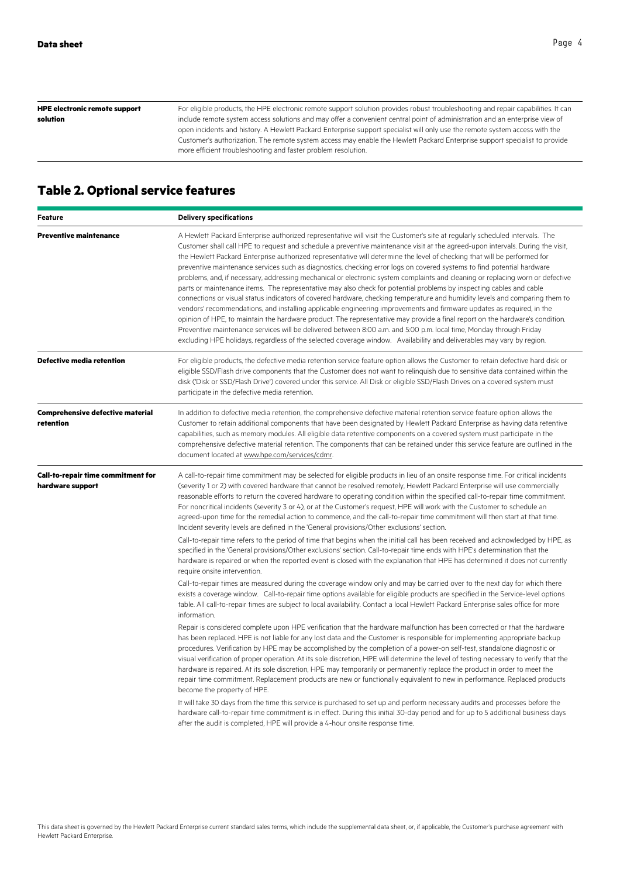| | |
|---|---|
| **HPE electronic remote support solution** | For eligible products, the HPE electronic remote support solution provides robust troubleshooting and repair capabilities. It can include remote system access solutions and may offer a convenient central point of administration and an enterprise view of open incidents and history. A Hewlett Packard Enterprise support specialist will only use the remote system access with the Customer's authorization. The remote system access may enable the Hewlett Packard Enterprise support specialist to provide more efficient troubleshooting and faster problem resolution. |

## Table 2. Optional service features

| Feature | Delivery specifications |
|---|---|
| **Preventive maintenance** | A Hewlett Packard Enterprise authorized representative will visit the Customer's site at regularly scheduled intervals. The Customer shall call HPE to request and schedule a preventive maintenance visit at the agreed-upon intervals. During the visit, the Hewlett Packard Enterprise authorized representative will determine the level of checking that will be performed for preventive maintenance services such as diagnostics, checking error logs on covered systems to find potential hardware problems, and, if necessary, addressing mechanical or electronic system complaints and cleaning or replacing worn or defective parts or maintenance items. The representative may also check for potential problems by inspecting cables and cable connections or visual status indicators of covered hardware, checking temperature and humidity levels and comparing them to vendors' recommendations, and installing applicable engineering improvements and firmware updates as required, in the opinion of HPE, to maintain the hardware product. The representative may provide a final report on the hardware's condition. Preventive maintenance services will be delivered between 8:00 a.m. and 5:00 p.m. local time, Monday through Friday excluding HPE holidays, regardless of the selected coverage window. Availability and deliverables may vary by region. |
| **Defective media retention** | For eligible products, the defective media retention service feature option allows the Customer to retain defective hard disk or eligible SSD/Flash drive components that the Customer does not want to relinquish due to sensitive data contained within the disk ('Disk or SSD/Flash Drive') covered under this service. All Disk or eligible SSD/Flash Drives on a covered system must participate in the defective media retention. |
| **Comprehensive defective material retention** | In addition to defective media retention, the comprehensive defective material retention service feature option allows the Customer to retain additional components that have been designated by Hewlett Packard Enterprise as having data retentive capabilities, such as memory modules. All eligible data retentive components on a covered system must participate in the comprehensive defective material retention. The components that can be retained under this service feature are outlined in the document located at www.hpe.com/services/cdmr. |
| **Call-to-repair time commitment for hardware support** | A call-to-repair time commitment may be selected for eligible products in lieu of an onsite response time. For critical incidents (severity 1 or 2) with covered hardware that cannot be resolved remotely, Hewlett Packard Enterprise will use commercially reasonable efforts to return the covered hardware to operating condition within the specified call-to-repair time commitment. For noncritical incidents (severity 3 or 4), or at the Customer's request, HPE will work with the Customer to schedule an agreed-upon time for the remedial action to commence, and the call-to-repair time commitment will then start at that time. Incident severity levels are defined in the 'General provisions/Other exclusions' section.<br><br>Call-to-repair time refers to the period of time that begins when the initial call has been received and acknowledged by HPE, as specified in the 'General provisions/Other exclusions' section. Call-to-repair time ends with HPE's determination that the hardware is repaired or when the reported event is closed with the explanation that HPE has determined it does not currently require onsite intervention.<br><br>Call-to-repair times are measured during the coverage window only and may be carried over to the next day for which there exists a coverage window. Call-to-repair time options available for eligible products are specified in the Service-level options table. All call-to-repair times are subject to local availability. Contact a local Hewlett Packard Enterprise sales office for more information.<br><br>Repair is considered complete upon HPE verification that the hardware malfunction has been corrected or that the hardware has been replaced. HPE is not liable for any lost data and the Customer is responsible for implementing appropriate backup procedures. Verification by HPE may be accomplished by the completion of a power-on self-test, standalone diagnostic or visual verification of proper operation. At its sole discretion, HPE will determine the level of testing necessary to verify that the hardware is repaired. At its sole discretion, HPE may temporarily or permanently replace the product in order to meet the repair time commitment. Replacement products are new or functionally equivalent to new in performance. Replaced products become the property of HPE.<br><br>It will take 30 days from the time this service is purchased to set up and perform necessary audits and processes before the hardware call-to-repair time commitment is in effect. During this initial 30-day period and for up to 5 additional business days after the audit is completed, HPE will provide a 4-hour onsite response time. |

This data sheet is governed by the Hewlett Packard Enterprise current standard sales terms, which include the supplemental data sheet, or, if applicable, the Customer's purchase agreement with Hewlett Packard Enterprise.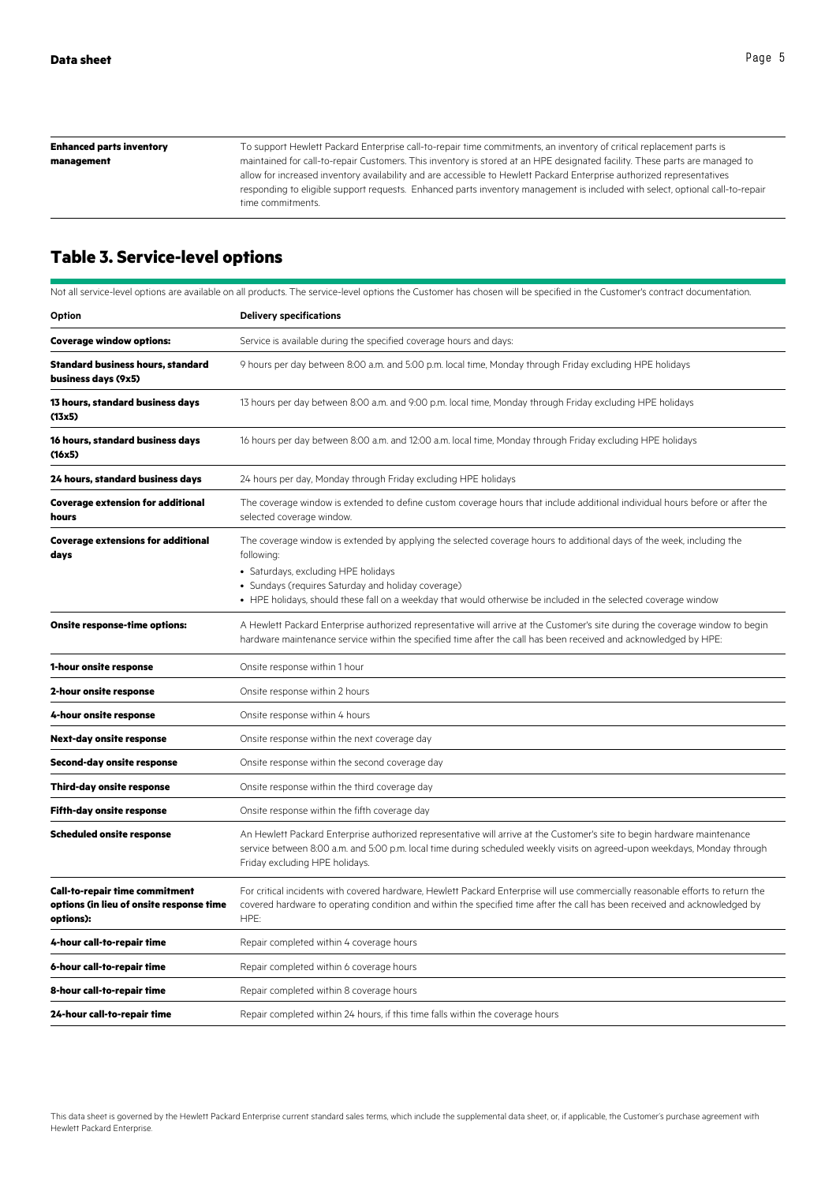| | |
|---|---|
| **Enhanced parts inventory management** | To support Hewlett Packard Enterprise call-to-repair time commitments, an inventory of critical replacement parts is maintained for call-to-repair Customers. This inventory is stored at an HPE designated facility. These parts are managed to allow for increased inventory availability and are accessible to Hewlett Packard Enterprise authorized representatives responding to eligible support requests. Enhanced parts inventory management is included with select, optional call-to-repair time commitments. |

## Table 3. Service-level options

Not all service-level options are available on all products. The service-level options the Customer has chosen will be specified in the Customer's contract documentation.

| Option | Delivery specifications |
|---|---|
| **Coverage window options:** | Service is available during the specified coverage hours and days: |
| **Standard business hours, standard business days (9x5)** | 9 hours per day between 8:00 a.m. and 5:00 p.m. local time, Monday through Friday excluding HPE holidays |
| **13 hours, standard business days (13x5)** | 13 hours per day between 8:00 a.m. and 9:00 p.m. local time, Monday through Friday excluding HPE holidays |
| **16 hours, standard business days (16x5)** | 16 hours per day between 8:00 a.m. and 12:00 a.m. local time, Monday through Friday excluding HPE holidays |
| **24 hours, standard business days** | 24 hours per day, Monday through Friday excluding HPE holidays |
| **Coverage extension for additional hours** | The coverage window is extended to define custom coverage hours that include additional individual hours before or after the selected coverage window. |
| **Coverage extensions for additional days** | The coverage window is extended by applying the selected coverage hours to additional days of the week, including the following:<br>• Saturdays, excluding HPE holidays<br>• Sundays (requires Saturday and holiday coverage)<br>• HPE holidays, should these fall on a weekday that would otherwise be included in the selected coverage window |
| **Onsite response-time options:** | A Hewlett Packard Enterprise authorized representative will arrive at the Customer's site during the coverage window to begin hardware maintenance service within the specified time after the call has been received and acknowledged by HPE: |
| **1-hour onsite response** | Onsite response within 1 hour |
| **2-hour onsite response** | Onsite response within 2 hours |
| **4-hour onsite response** | Onsite response within 4 hours |
| **Next-day onsite response** | Onsite response within the next coverage day |
| **Second-day onsite response** | Onsite response within the second coverage day |
| **Third-day onsite response** | Onsite response within the third coverage day |
| **Fifth-day onsite response** | Onsite response within the fifth coverage day |
| **Scheduled onsite response** | An Hewlett Packard Enterprise authorized representative will arrive at the Customer's site to begin hardware maintenance service between 8:00 a.m. and 5:00 p.m. local time during scheduled weekly visits on agreed-upon weekdays, Monday through Friday excluding HPE holidays. |
| **Call-to-repair time commitment options (in lieu of onsite response time options):** | For critical incidents with covered hardware, Hewlett Packard Enterprise will use commercially reasonable efforts to return the covered hardware to operating condition and within the specified time after the call has been received and acknowledged by HPE: |
| **4-hour call-to-repair time** | Repair completed within 4 coverage hours |
| **6-hour call-to-repair time** | Repair completed within 6 coverage hours |
| **8-hour call-to-repair time** | Repair completed within 8 coverage hours |
| **24-hour call-to-repair time** | Repair completed within 24 hours, if this time falls within the coverage hours |

This data sheet is governed by the Hewlett Packard Enterprise current standard sales terms, which include the supplemental data sheet, or, if applicable, the Customer's purchase agreement with Hewlett Packard Enterprise.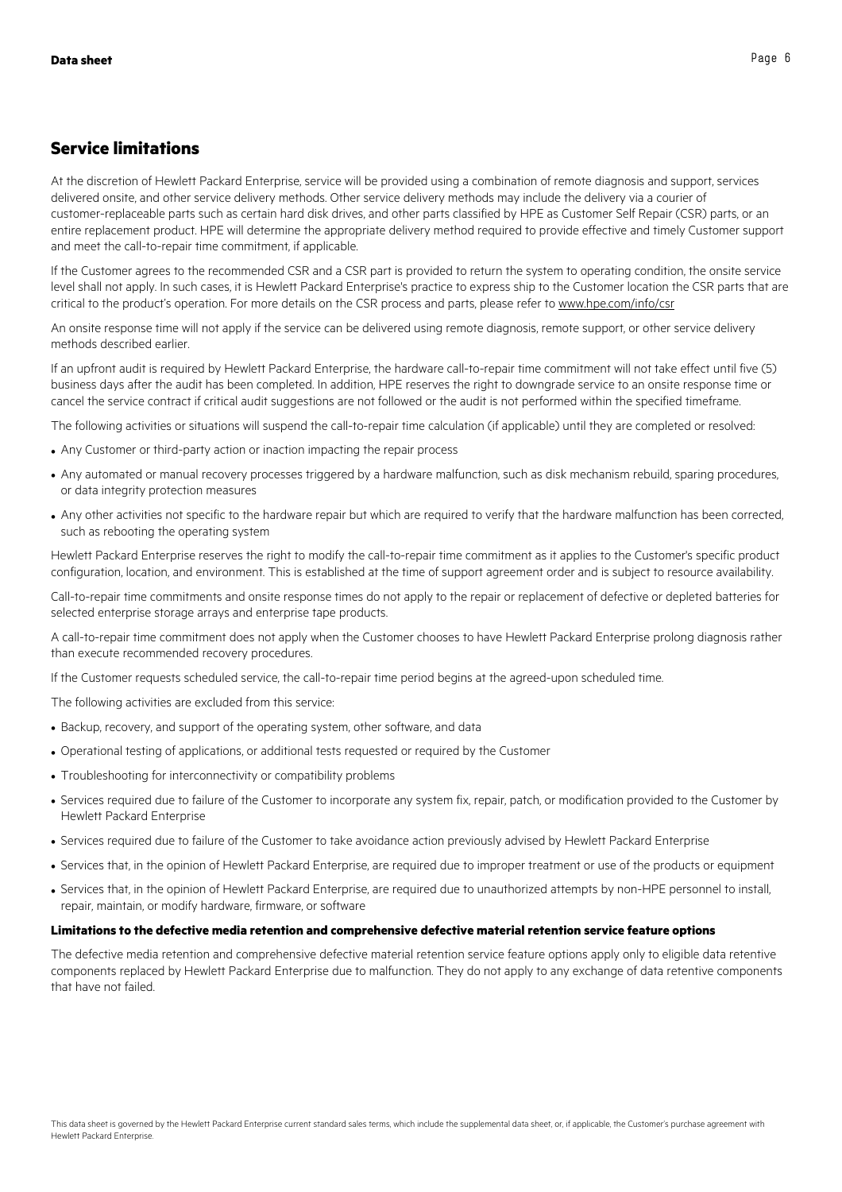## Service limitations

At the discretion of Hewlett Packard Enterprise, service will be provided using a combination of remote diagnosis and support, services delivered onsite, and other service delivery methods. Other service delivery methods may include the delivery via a courier of customer-replaceable parts such as certain hard disk drives, and other parts classified by HPE as Customer Self Repair (CSR) parts, or an entire replacement product. HPE will determine the appropriate delivery method required to provide effective and timely Customer support and meet the call-to-repair time commitment, if applicable.

If the Customer agrees to the recommended CSR and a CSR part is provided to return the system to operating condition, the onsite service level shall not apply. In such cases, it is Hewlett Packard Enterprise's practice to express ship to the Customer location the CSR parts that are critical to the product's operation. For more details on the CSR process and parts, please refer to www.hpe.com/info/csr

An onsite response time will not apply if the service can be delivered using remote diagnosis, remote support, or other service delivery methods described earlier.

If an upfront audit is required by Hewlett Packard Enterprise, the hardware call-to-repair time commitment will not take effect until five (5) business days after the audit has been completed. In addition, HPE reserves the right to downgrade service to an onsite response time or cancel the service contract if critical audit suggestions are not followed or the audit is not performed within the specified timeframe.

The following activities or situations will suspend the call-to-repair time calculation (if applicable) until they are completed or resolved:

- Any Customer or third-party action or inaction impacting the repair process
- Any automated or manual recovery processes triggered by a hardware malfunction, such as disk mechanism rebuild, sparing procedures, or data integrity protection measures
- Any other activities not specific to the hardware repair but which are required to verify that the hardware malfunction has been corrected, such as rebooting the operating system

Hewlett Packard Enterprise reserves the right to modify the call-to-repair time commitment as it applies to the Customer's specific product configuration, location, and environment. This is established at the time of support agreement order and is subject to resource availability.

Call-to-repair time commitments and onsite response times do not apply to the repair or replacement of defective or depleted batteries for selected enterprise storage arrays and enterprise tape products.

A call-to-repair time commitment does not apply when the Customer chooses to have Hewlett Packard Enterprise prolong diagnosis rather than execute recommended recovery procedures.

If the Customer requests scheduled service, the call-to-repair time period begins at the agreed-upon scheduled time.

The following activities are excluded from this service:

- Backup, recovery, and support of the operating system, other software, and data
- Operational testing of applications, or additional tests requested or required by the Customer
- Troubleshooting for interconnectivity or compatibility problems
- Services required due to failure of the Customer to incorporate any system fix, repair, patch, or modification provided to the Customer by Hewlett Packard Enterprise
- Services required due to failure of the Customer to take avoidance action previously advised by Hewlett Packard Enterprise
- Services that, in the opinion of Hewlett Packard Enterprise, are required due to improper treatment or use of the products or equipment
- Services that, in the opinion of Hewlett Packard Enterprise, are required due to unauthorized attempts by non-HPE personnel to install, repair, maintain, or modify hardware, firmware, or software

#### Limitations to the defective media retention and comprehensive defective material retention service feature options

The defective media retention and comprehensive defective material retention service feature options apply only to eligible data retentive components replaced by Hewlett Packard Enterprise due to malfunction. They do not apply to any exchange of data retentive components that have not failed.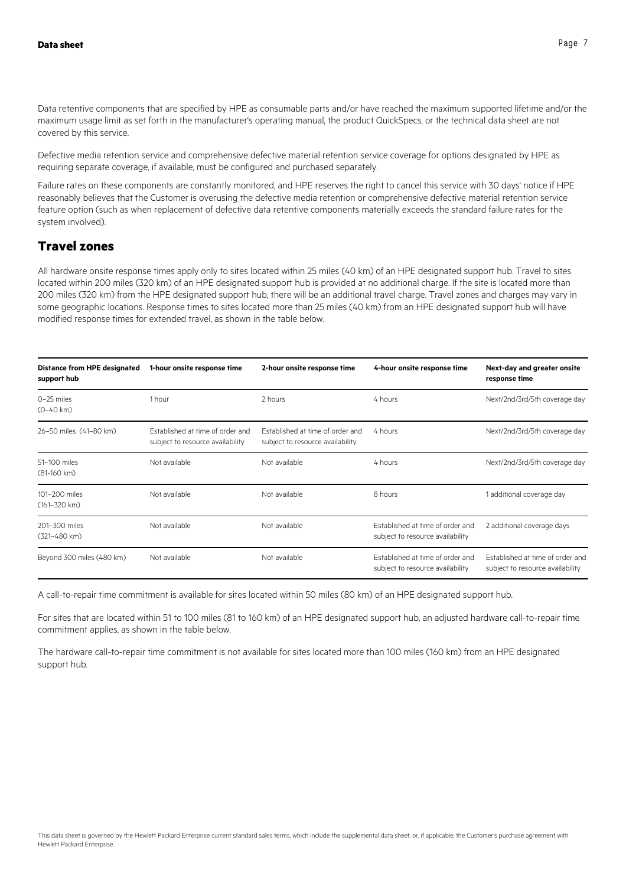Data retentive components that are specified by HPE as consumable parts and/or have reached the maximum supported lifetime and/or the maximum usage limit as set forth in the manufacturer's operating manual, the product QuickSpecs, or the technical data sheet are not covered by this service.

Defective media retention service and comprehensive defective material retention service coverage for options designated by HPE as requiring separate coverage, if available, must be configured and purchased separately.

Failure rates on these components are constantly monitored, and HPE reserves the right to cancel this service with 30 days' notice if HPE reasonably believes that the Customer is overusing the defective media retention or comprehensive defective material retention service feature option (such as when replacement of defective data retentive components materially exceeds the standard failure rates for the system involved).

## Travel zones

All hardware onsite response times apply only to sites located within 25 miles (40 km) of an HPE designated support hub. Travel to sites located within 200 miles (320 km) of an HPE designated support hub is provided at no additional charge. If the site is located more than 200 miles (320 km) from the HPE designated support hub, there will be an additional travel charge. Travel zones and charges may vary in some geographic locations. Response times to sites located more than 25 miles (40 km) from an HPE designated support hub will have modified response times for extended travel, as shown in the table below.

| Distance from HPE designated support hub | 1-hour onsite response time | 2-hour onsite response time | 4-hour onsite response time | Next-day and greater onsite response time |
|---|---|---|---|---|
| 0–25 miles (0–40 km) | 1 hour | 2 hours | 4 hours | Next/2nd/3rd/5th coverage day |
| 26–50 miles (41–80 km) | Established at time of order and subject to resource availability | Established at time of order and subject to resource availability | 4 hours | Next/2nd/3rd/5th coverage day |
| 51–100 miles (81-160 km) | Not available | Not available | 4 hours | Next/2nd/3rd/5th coverage day |
| 101–200 miles (161–320 km) | Not available | Not available | 8 hours | 1 additional coverage day |
| 201–300 miles (321–480 km) | Not available | Not available | Established at time of order and subject to resource availability | 2 additional coverage days |
| Beyond 300 miles (480 km) | Not available | Not available | Established at time of order and subject to resource availability | Established at time of order and subject to resource availability |

A call-to-repair time commitment is available for sites located within 50 miles (80 km) of an HPE designated support hub.

For sites that are located within 51 to 100 miles (81 to 160 km) of an HPE designated support hub, an adjusted hardware call-to-repair time commitment applies, as shown in the table below.

The hardware call-to-repair time commitment is not available for sites located more than 100 miles (160 km) from an HPE designated support hub.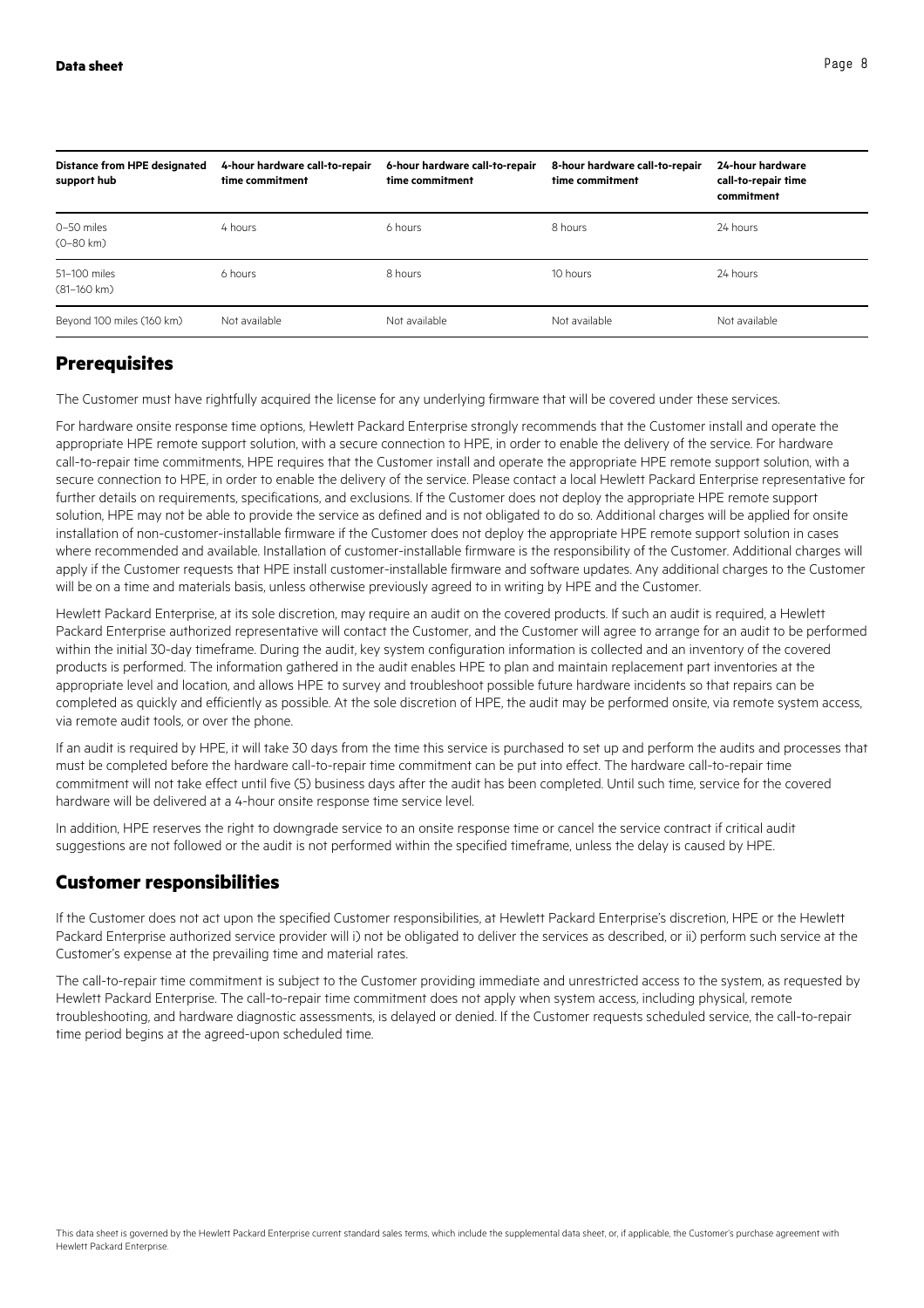| Distance from HPE designated support hub | 4-hour hardware call-to-repair time commitment | 6-hour hardware call-to-repair time commitment | 8-hour hardware call-to-repair time commitment | 24-hour hardware call-to-repair time commitment |
|---|---|---|---|---|
| 0–50 miles (0–80 km) | 4 hours | 6 hours | 8 hours | 24 hours |
| 51–100 miles (81–160 km) | 6 hours | 8 hours | 10 hours | 24 hours |
| Beyond 100 miles (160 km) | Not available | Not available | Not available | Not available |

## Prerequisites

The Customer must have rightfully acquired the license for any underlying firmware that will be covered under these services.

For hardware onsite response time options, Hewlett Packard Enterprise strongly recommends that the Customer install and operate the appropriate HPE remote support solution, with a secure connection to HPE, in order to enable the delivery of the service. For hardware call-to-repair time commitments, HPE requires that the Customer install and operate the appropriate HPE remote support solution, with a secure connection to HPE, in order to enable the delivery of the service. Please contact a local Hewlett Packard Enterprise representative for further details on requirements, specifications, and exclusions. If the Customer does not deploy the appropriate HPE remote support solution, HPE may not be able to provide the service as defined and is not obligated to do so. Additional charges will be applied for onsite installation of non-customer-installable firmware if the Customer does not deploy the appropriate HPE remote support solution in cases where recommended and available. Installation of customer-installable firmware is the responsibility of the Customer. Additional charges will apply if the Customer requests that HPE install customer-installable firmware and software updates. Any additional charges to the Customer will be on a time and materials basis, unless otherwise previously agreed to in writing by HPE and the Customer.

Hewlett Packard Enterprise, at its sole discretion, may require an audit on the covered products. If such an audit is required, a Hewlett Packard Enterprise authorized representative will contact the Customer, and the Customer will agree to arrange for an audit to be performed within the initial 30-day timeframe. During the audit, key system configuration information is collected and an inventory of the covered products is performed. The information gathered in the audit enables HPE to plan and maintain replacement part inventories at the appropriate level and location, and allows HPE to survey and troubleshoot possible future hardware incidents so that repairs can be completed as quickly and efficiently as possible. At the sole discretion of HPE, the audit may be performed onsite, via remote system access, via remote audit tools, or over the phone.

If an audit is required by HPE, it will take 30 days from the time this service is purchased to set up and perform the audits and processes that must be completed before the hardware call-to-repair time commitment can be put into effect. The hardware call-to-repair time commitment will not take effect until five (5) business days after the audit has been completed. Until such time, service for the covered hardware will be delivered at a 4-hour onsite response time service level.

In addition, HPE reserves the right to downgrade service to an onsite response time or cancel the service contract if critical audit suggestions are not followed or the audit is not performed within the specified timeframe, unless the delay is caused by HPE.

## Customer responsibilities

If the Customer does not act upon the specified Customer responsibilities, at Hewlett Packard Enterprise's discretion, HPE or the Hewlett Packard Enterprise authorized service provider will i) not be obligated to deliver the services as described, or ii) perform such service at the Customer's expense at the prevailing time and material rates.

The call-to-repair time commitment is subject to the Customer providing immediate and unrestricted access to the system, as requested by Hewlett Packard Enterprise. The call-to-repair time commitment does not apply when system access, including physical, remote troubleshooting, and hardware diagnostic assessments, is delayed or denied. If the Customer requests scheduled service, the call-to-repair time period begins at the agreed-upon scheduled time.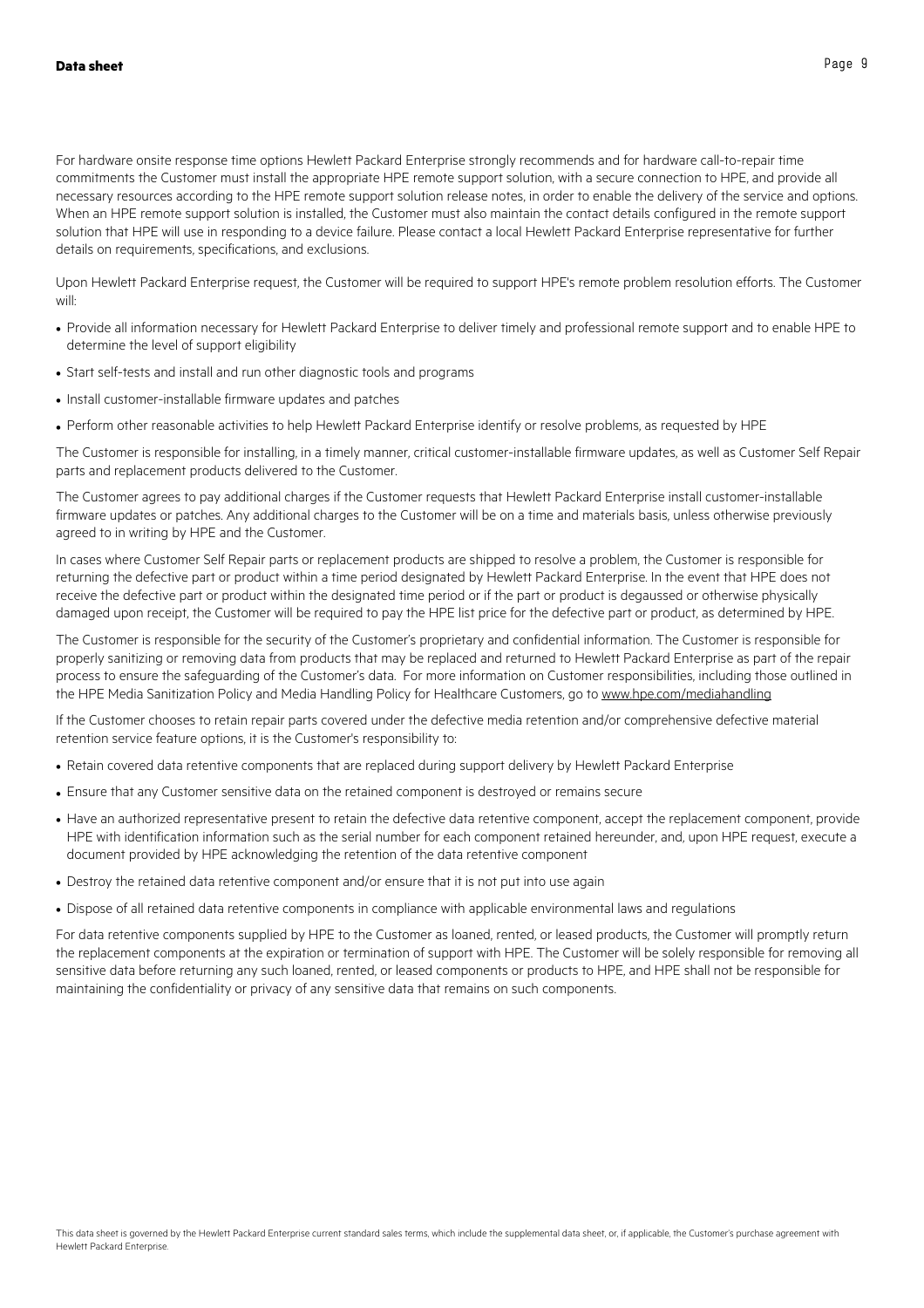For hardware onsite response time options Hewlett Packard Enterprise strongly recommends and for hardware call-to-repair time commitments the Customer must install the appropriate HPE remote support solution, with a secure connection to HPE, and provide all necessary resources according to the HPE remote support solution release notes, in order to enable the delivery of the service and options. When an HPE remote support solution is installed, the Customer must also maintain the contact details configured in the remote support solution that HPE will use in responding to a device failure. Please contact a local Hewlett Packard Enterprise representative for further details on requirements, specifications, and exclusions.

Upon Hewlett Packard Enterprise request, the Customer will be required to support HPE's remote problem resolution efforts. The Customer will:

- Provide all information necessary for Hewlett Packard Enterprise to deliver timely and professional remote support and to enable HPE to determine the level of support eligibility
- Start self-tests and install and run other diagnostic tools and programs
- Install customer-installable firmware updates and patches
- Perform other reasonable activities to help Hewlett Packard Enterprise identify or resolve problems, as requested by HPE

The Customer is responsible for installing, in a timely manner, critical customer-installable firmware updates, as well as Customer Self Repair parts and replacement products delivered to the Customer.

The Customer agrees to pay additional charges if the Customer requests that Hewlett Packard Enterprise install customer-installable firmware updates or patches. Any additional charges to the Customer will be on a time and materials basis, unless otherwise previously agreed to in writing by HPE and the Customer.

In cases where Customer Self Repair parts or replacement products are shipped to resolve a problem, the Customer is responsible for returning the defective part or product within a time period designated by Hewlett Packard Enterprise. In the event that HPE does not receive the defective part or product within the designated time period or if the part or product is degaussed or otherwise physically damaged upon receipt, the Customer will be required to pay the HPE list price for the defective part or product, as determined by HPE.

The Customer is responsible for the security of the Customer's proprietary and confidential information. The Customer is responsible for properly sanitizing or removing data from products that may be replaced and returned to Hewlett Packard Enterprise as part of the repair process to ensure the safeguarding of the Customer's data. For more information on Customer responsibilities, including those outlined in the HPE Media Sanitization Policy and Media Handling Policy for Healthcare Customers, go to www.hpe.com/mediahandling

If the Customer chooses to retain repair parts covered under the defective media retention and/or comprehensive defective material retention service feature options, it is the Customer's responsibility to:

- Retain covered data retentive components that are replaced during support delivery by Hewlett Packard Enterprise
- Ensure that any Customer sensitive data on the retained component is destroyed or remains secure
- Have an authorized representative present to retain the defective data retentive component, accept the replacement component, provide HPE with identification information such as the serial number for each component retained hereunder, and, upon HPE request, execute a document provided by HPE acknowledging the retention of the data retentive component
- Destroy the retained data retentive component and/or ensure that it is not put into use again
- Dispose of all retained data retentive components in compliance with applicable environmental laws and regulations

For data retentive components supplied by HPE to the Customer as loaned, rented, or leased products, the Customer will promptly return the replacement components at the expiration or termination of support with HPE. The Customer will be solely responsible for removing all sensitive data before returning any such loaned, rented, or leased components or products to HPE, and HPE shall not be responsible for maintaining the confidentiality or privacy of any sensitive data that remains on such components.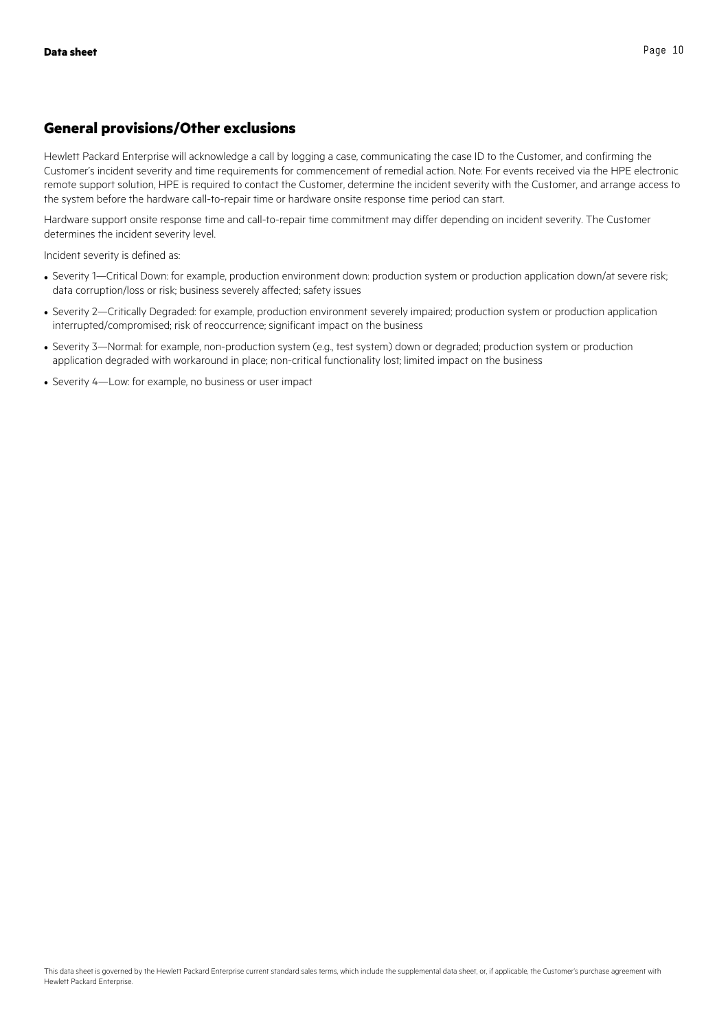## General provisions/Other exclusions

Hewlett Packard Enterprise will acknowledge a call by logging a case, communicating the case ID to the Customer, and confirming the Customer's incident severity and time requirements for commencement of remedial action. Note: For events received via the HPE electronic remote support solution, HPE is required to contact the Customer, determine the incident severity with the Customer, and arrange access to the system before the hardware call-to-repair time or hardware onsite response time period can start.

Hardware support onsite response time and call-to-repair time commitment may differ depending on incident severity. The Customer determines the incident severity level.

Incident severity is defined as:

- Severity 1—Critical Down: for example, production environment down: production system or production application down/at severe risk; data corruption/loss or risk; business severely affected; safety issues
- Severity 2—Critically Degraded: for example, production environment severely impaired; production system or production application interrupted/compromised; risk of reoccurrence; significant impact on the business
- Severity 3—Normal: for example, non-production system (e.g., test system) down or degraded; production system or production application degraded with workaround in place; non-critical functionality lost; limited impact on the business
- Severity 4—Low: for example, no business or user impact

This data sheet is governed by the Hewlett Packard Enterprise current standard sales terms, which include the supplemental data sheet, or, if applicable, the Customer's purchase agreement with Hewlett Packard Enterprise.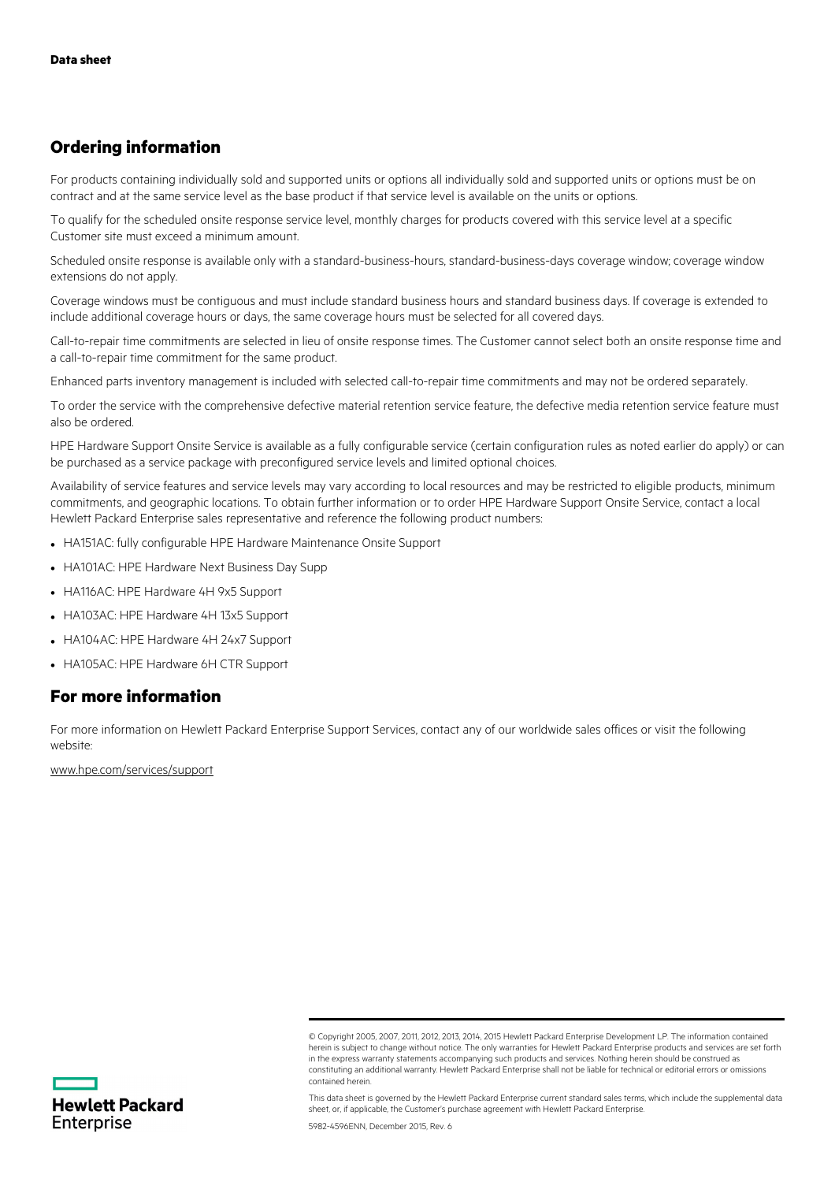## Ordering information

For products containing individually sold and supported units or options all individually sold and supported units or options must be on contract and at the same service level as the base product if that service level is available on the units or options.

To qualify for the scheduled onsite response service level, monthly charges for products covered with this service level at a specific Customer site must exceed a minimum amount.

Scheduled onsite response is available only with a standard-business-hours, standard-business-days coverage window; coverage window extensions do not apply.

Coverage windows must be contiguous and must include standard business hours and standard business days. If coverage is extended to include additional coverage hours or days, the same coverage hours must be selected for all covered days.

Call-to-repair time commitments are selected in lieu of onsite response times. The Customer cannot select both an onsite response time and a call-to-repair time commitment for the same product.

Enhanced parts inventory management is included with selected call-to-repair time commitments and may not be ordered separately.

To order the service with the comprehensive defective material retention service feature, the defective media retention service feature must also be ordered.

HPE Hardware Support Onsite Service is available as a fully configurable service (certain configuration rules as noted earlier do apply) or can be purchased as a service package with preconfigured service levels and limited optional choices.

Availability of service features and service levels may vary according to local resources and may be restricted to eligible products, minimum commitments, and geographic locations. To obtain further information or to order HPE Hardware Support Onsite Service, contact a local Hewlett Packard Enterprise sales representative and reference the following product numbers:

- HA151AC: fully configurable HPE Hardware Maintenance Onsite Support
- HA101AC: HPE Hardware Next Business Day Supp
- HA116AC: HPE Hardware 4H 9x5 Support
- HA103AC: HPE Hardware 4H 13x5 Support
- HA104AC: HPE Hardware 4H 24x7 Support
- HA105AC: HPE Hardware 6H CTR Support

## For more information

For more information on Hewlett Packard Enterprise Support Services, contact any of our worldwide sales offices or visit the following website:

www.hpe.com/services/support

© Copyright 2005, 2007, 2011, 2012, 2013, 2014, 2015 Hewlett Packard Enterprise Development LP. The information contained herein is subject to change without notice. The only warranties for Hewlett Packard Enterprise products and services are set forth in the express warranty statements accompanying such products and services. Nothing herein should be construed as constituting an additional warranty. Hewlett Packard Enterprise shall not be liable for technical or editorial errors or omissions contained herein.

This data sheet is governed by the Hewlett Packard Enterprise current standard sales terms, which include the supplemental data sheet, or, if applicable, the Customer's purchase agreement with Hewlett Packard Enterprise.

5982-4596ENN, December 2015, Rev. 6